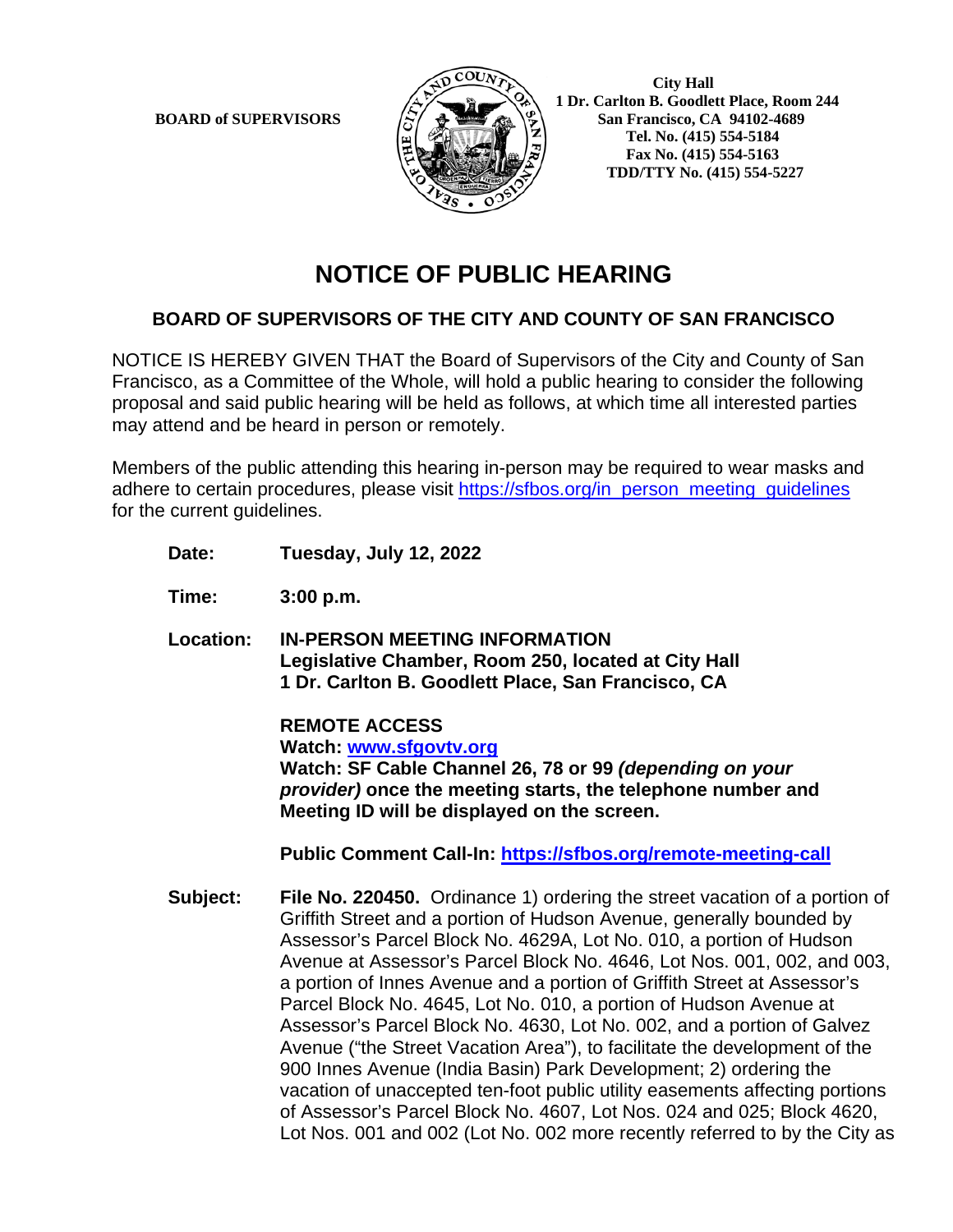**BOARD of SUPERVISORS**

**City Hall**
**1 Dr. Carlton B. Goodlett Place, Room 244**
**San Francisco, CA 94102-4689**
**Tel. No. (415) 554-5184**
**Fax No. (415) 554-5163**
**TDD/TTY No. (415) 554-5227**

# NOTICE OF PUBLIC HEARING

## BOARD OF SUPERVISORS OF THE CITY AND COUNTY OF SAN FRANCISCO

NOTICE IS HEREBY GIVEN THAT the Board of Supervisors of the City and County of San Francisco, as a Committee of the Whole, will hold a public hearing to consider the following proposal and said public hearing will be held as follows, at which time all interested parties may attend and be heard in person or remotely.

Members of the public attending this hearing in-person may be required to wear masks and adhere to certain procedures, please visit https://sfbos.org/in_person_meeting_guidelines for the current guidelines.

**Date:** **Tuesday, July 12, 2022**

**Time:** **3:00 p.m.**

**Location:** **IN-PERSON MEETING INFORMATION**
**Legislative Chamber, Room 250, located at City Hall**
**1 Dr. Carlton B. Goodlett Place, San Francisco, CA**

**REMOTE ACCESS**
**Watch: www.sfgovtv.org**
**Watch: SF Cable Channel 26, 78 or 99** ***(depending on your provider)*** **once the meeting starts, the telephone number and Meeting ID will be displayed on the screen.**

**Public Comment Call-In: https://sfbos.org/remote-meeting-call**

**Subject:** **File No. 220450.** Ordinance 1) ordering the street vacation of a portion of Griffith Street and a portion of Hudson Avenue, generally bounded by Assessor's Parcel Block No. 4629A, Lot No. 010, a portion of Hudson Avenue at Assessor's Parcel Block No. 4646, Lot Nos. 001, 002, and 003, a portion of Innes Avenue and a portion of Griffith Street at Assessor's Parcel Block No. 4645, Lot No. 010, a portion of Hudson Avenue at Assessor's Parcel Block No. 4630, Lot No. 002, and a portion of Galvez Avenue ("the Street Vacation Area"), to facilitate the development of the 900 Innes Avenue (India Basin) Park Development; 2) ordering the vacation of unaccepted ten-foot public utility easements affecting portions of Assessor's Parcel Block No. 4607, Lot Nos. 024 and 025; Block 4620, Lot Nos. 001 and 002 (Lot No. 002 more recently referred to by the City as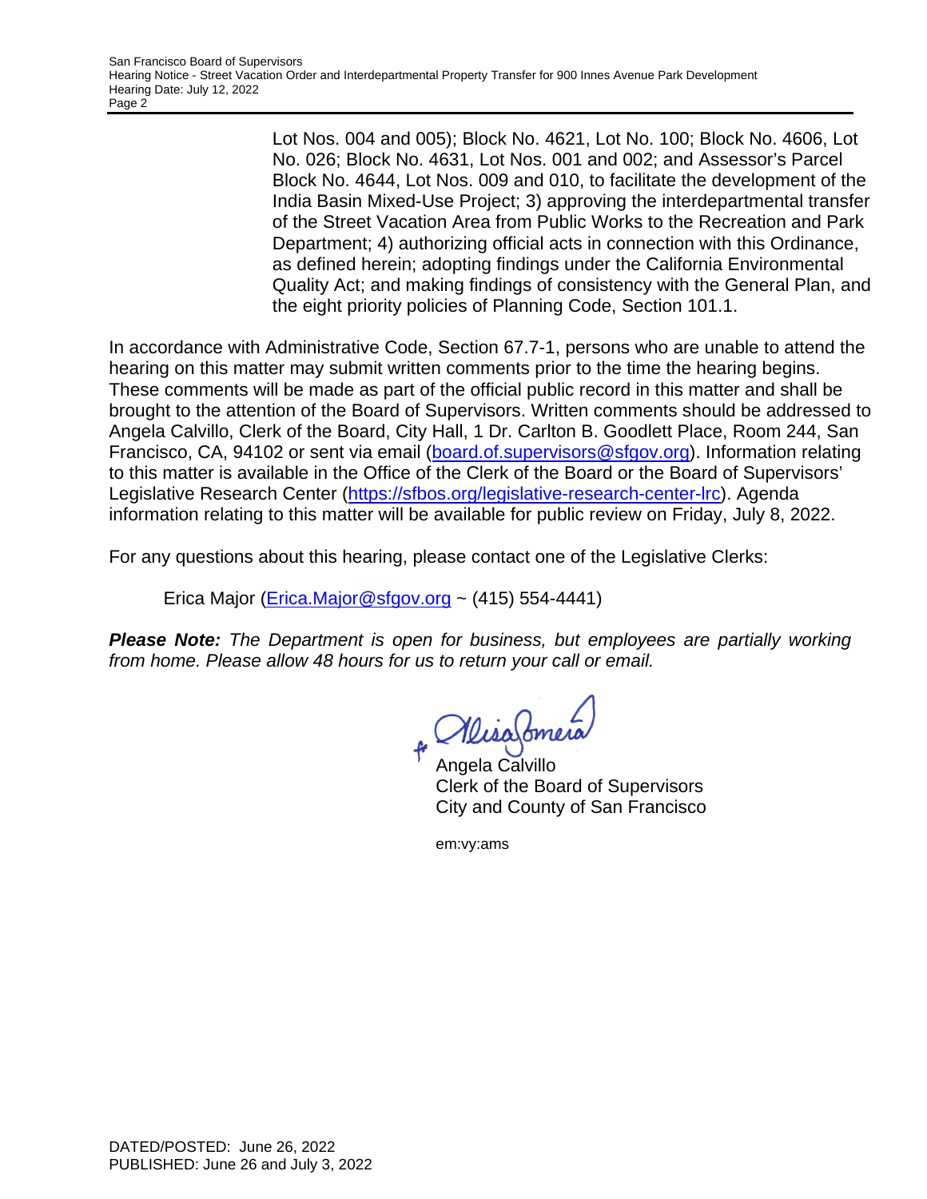Lot Nos. 004 and 005); Block No. 4621, Lot No. 100; Block No. 4606, Lot No. 026; Block No. 4631, Lot Nos. 001 and 002; and Assessor's Parcel Block No. 4644, Lot Nos. 009 and 010, to facilitate the development of the India Basin Mixed-Use Project; 3) approving the interdepartmental transfer of the Street Vacation Area from Public Works to the Recreation and Park Department; 4) authorizing official acts in connection with this Ordinance, as defined herein; adopting findings under the California Environmental Quality Act; and making findings of consistency with the General Plan, and the eight priority policies of Planning Code, Section 101.1.

In accordance with Administrative Code, Section 67.7-1, persons who are unable to attend the hearing on this matter may submit written comments prior to the time the hearing begins. These comments will be made as part of the official public record in this matter and shall be brought to the attention of the Board of Supervisors. Written comments should be addressed to Angela Calvillo, Clerk of the Board, City Hall, 1 Dr. Carlton B. Goodlett Place, Room 244, San Francisco, CA, 94102 or sent via email (board.of.supervisors@sfgov.org). Information relating to this matter is available in the Office of the Clerk of the Board or the Board of Supervisors' Legislative Research Center (https://sfbos.org/legislative-research-center-lrc). Agenda information relating to this matter will be available for public review on Friday, July 8, 2022.

For any questions about this hearing, please contact one of the Legislative Clerks:

Erica Major (Erica.Major@sfgov.org ~ (415) 554-4441)

***Please Note:*** *The Department is open for business, but employees are partially working from home. Please allow 48 hours for us to return your call or email.*

f. Alisa Somera

Angela Calvillo
Clerk of the Board of Supervisors
City and County of San Francisco

em:vy:ams

DATED/POSTED: June 26, 2022
PUBLISHED: June 26 and July 3, 2022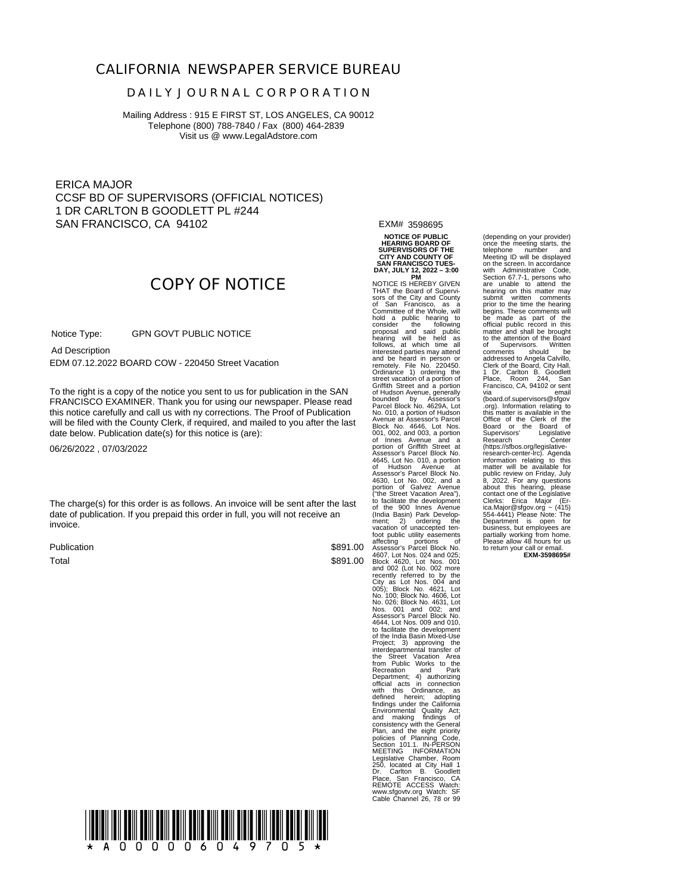# CALIFORNIA NEWSPAPER SERVICE BUREAU

## DAILY JOURNAL CORPORATION

Mailing Address : 915 E FIRST ST, LOS ANGELES, CA 90012
Telephone (800) 788-7840 / Fax (800) 464-2839
Visit us @ www.LegalAdstore.com

ERICA MAJOR
CCSF BD OF SUPERVISORS (OFFICIAL NOTICES)
1 DR CARLTON B GOODLETT PL #244
SAN FRANCISCO, CA 94102

## COPY OF NOTICE

Notice Type: GPN GOVT PUBLIC NOTICE

Ad Description

EDM 07.12.2022 BOARD COW - 220450 Street Vacation

To the right is a copy of the notice you sent to us for publication in the SAN FRANCISCO EXAMINER. Thank you for using our newspaper. Please read this notice carefully and call us with ny corrections. The Proof of Publication will be filed with the County Clerk, if required, and mailed to you after the last date below. Publication date(s) for this notice is (are):

06/26/2022 , 07/03/2022

The charge(s) for this order is as follows. An invoice will be sent after the last date of publication. If you prepaid this order in full, you will not receive an invoice.

| | |
|---|---|
| Publication | $891.00 |
| Total | $891.00 |

EXM# 3598695

**NOTICE OF PUBLIC HEARING BOARD OF SUPERVISORS OF THE CITY AND COUNTY OF SAN FRANCISCO TUESDAY, JULY 12, 2022 – 3:00 PM**

NOTICE IS HEREBY GIVEN THAT the Board of Supervisors of the City and County of San Francisco, as a Committee of the Whole, will hold a public hearing to consider the following proposal and said public hearing will be held as follows, at which time all interested parties may attend and be heard in person or remotely. File No. 220450. Ordinance 1) ordering the street vacation of a portion of Griffith Street and a portion of Hudson Avenue, generally bounded by Assessor's Parcel Block No. 4629A, Lot No. 010, a portion of Hudson Avenue at Assessor's Parcel Block No. 4646, Lot Nos. 001, 002, and 003, a portion of Innes Avenue and a portion of Griffith Street at Assessor's Parcel Block No. 4645, Lot No. 010, a portion of Hudson Avenue at Assessor's Parcel Block No. 4630, Lot No. 002, and a portion of Galvez Avenue ("the Street Vacation Area"), to facilitate the development of the 900 Innes Avenue (India Basin) Park Development; 2) ordering the vacation of unaccepted ten-foot public utility easements affecting portions of Assessor's Parcel Block No. 4607, Lot Nos. 024 and 025; Block 4620, Lot Nos. 001 and 002 (Lot No. 002 more recently referred to by the City as Lot Nos. 004 and 005); Block No. 4621, Lot No. 100; Block No. 4606, Lot No. 026; Block No. 4631, Lot Nos. 001 and 002; and Assessor's Parcel Block No. 4644, Lot Nos. 009 and 010, to facilitate the development of the India Basin Mixed-Use Project; 3) approving the interdepartmental transfer of the Street Vacation Area from Public Works to the Recreation and Park Department; 4) authorizing official acts in connection with this Ordinance, as defined herein; adopting findings under the California Environmental Quality Act; and making findings of consistency with the General Plan, and the eight priority policies of Planning Code, Section 101.1. IN-PERSON MEETING INFORMATION Legislative Chamber, Room 250, located at City Hall 1 Dr. Carlton B. Goodlett Place, San Francisco, CA REMOTE ACCESS Watch: www.sfgovtv.org Watch: SF Cable Channel 26, 78 or 99 (depending on your provider) once the meeting starts, the telephone number and Meeting ID will be displayed on the screen. In accordance with Administrative Code, Section 67.7-1, persons who are unable to attend the hearing on this matter may submit written comments prior to the time the hearing begins. These comments will be made as part of the official public record in this matter and shall be brought to the attention of the Board of Supervisors. Written comments should be addressed to Angela Calvillo, Clerk of the Board, City Hall, 1 Dr. Carlton B. Goodlett Place, Room 244, San Francisco, CA, 94102 or sent via email (board.of.supervisors@sfgov.org). Information relating to this matter is available in the Office of the Clerk of the Board or the Board of Supervisors' Legislative Research Center (https://sfbos.org/legislative-research-center-lrc). Agenda information relating to this matter will be available for public review on Friday, July 8, 2022. For any questions about this hearing, please contact one of the Legislative Clerks: Erica Major (Erica.Major@sfgov.org ~ (415) 554-4441) Please Note: The Department is open for business, but employees are partially working from home. Please allow 48 hours for us to return your call or email.

**EXM-3598695#**

* A 0 0 0 0 0 6 0 4 9 7 0 5 *